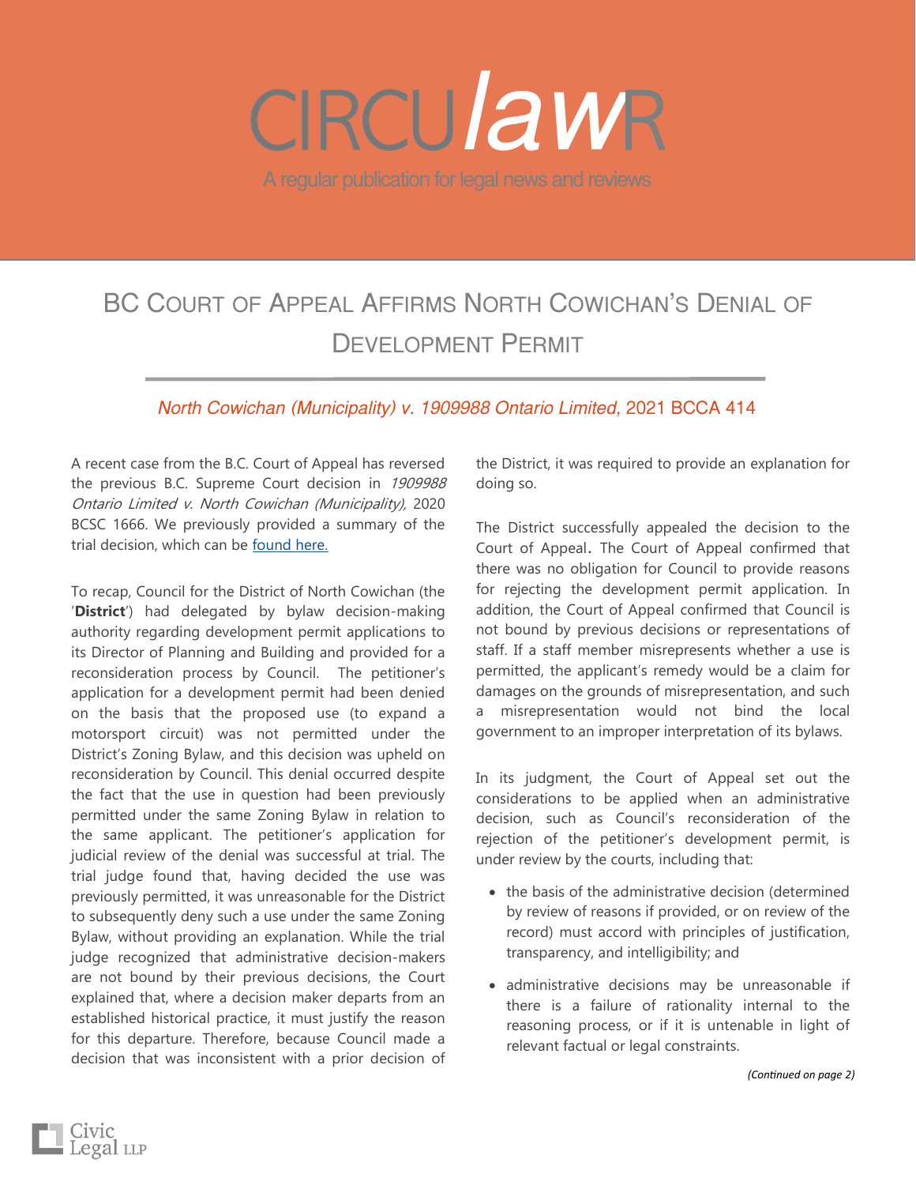# CIRCU*law*R

A regular publication for legal news and reviews

## BC Court of Appeal Affirms North Cowichan's Denial of Development Permit

*North Cowichan (Municipality) v. 1909988 Ontario Limited*, 2021 BCCA 414

A recent case from the B.C. Court of Appeal has reversed the previous B.C. Supreme Court decision in *1909988 Ontario Limited v. North Cowichan (Municipality),* 2020 BCSC 1666. We previously provided a summary of the trial decision, which can be found here.

To recap, Council for the District of North Cowichan (the '**District**') had delegated by bylaw decision-making authority regarding development permit applications to its Director of Planning and Building and provided for a reconsideration process by Council. The petitioner's application for a development permit had been denied on the basis that the proposed use (to expand a motorsport circuit) was not permitted under the District's Zoning Bylaw, and this decision was upheld on reconsideration by Council. This denial occurred despite the fact that the use in question had been previously permitted under the same Zoning Bylaw in relation to the same applicant. The petitioner's application for judicial review of the denial was successful at trial. The trial judge found that, having decided the use was previously permitted, it was unreasonable for the District to subsequently deny such a use under the same Zoning Bylaw, without providing an explanation. While the trial judge recognized that administrative decision-makers are not bound by their previous decisions, the Court explained that, where a decision maker departs from an established historical practice, it must justify the reason for this departure. Therefore, because Council made a decision that was inconsistent with a prior decision of the District, it was required to provide an explanation for doing so.

The District successfully appealed the decision to the Court of Appeal. The Court of Appeal confirmed that there was no obligation for Council to provide reasons for rejecting the development permit application. In addition, the Court of Appeal confirmed that Council is not bound by previous decisions or representations of staff. If a staff member misrepresents whether a use is permitted, the applicant's remedy would be a claim for damages on the grounds of misrepresentation, and such a misrepresentation would not bind the local government to an improper interpretation of its bylaws.

In its judgment, the Court of Appeal set out the considerations to be applied when an administrative decision, such as Council's reconsideration of the rejection of the petitioner's development permit, is under review by the courts, including that:

- the basis of the administrative decision (determined by review of reasons if provided, or on review of the record) must accord with principles of justification, transparency, and intelligibility; and
- administrative decisions may be unreasonable if there is a failure of rationality internal to the reasoning process, or if it is untenable in light of relevant factual or legal constraints.

*(Continued on page 2)*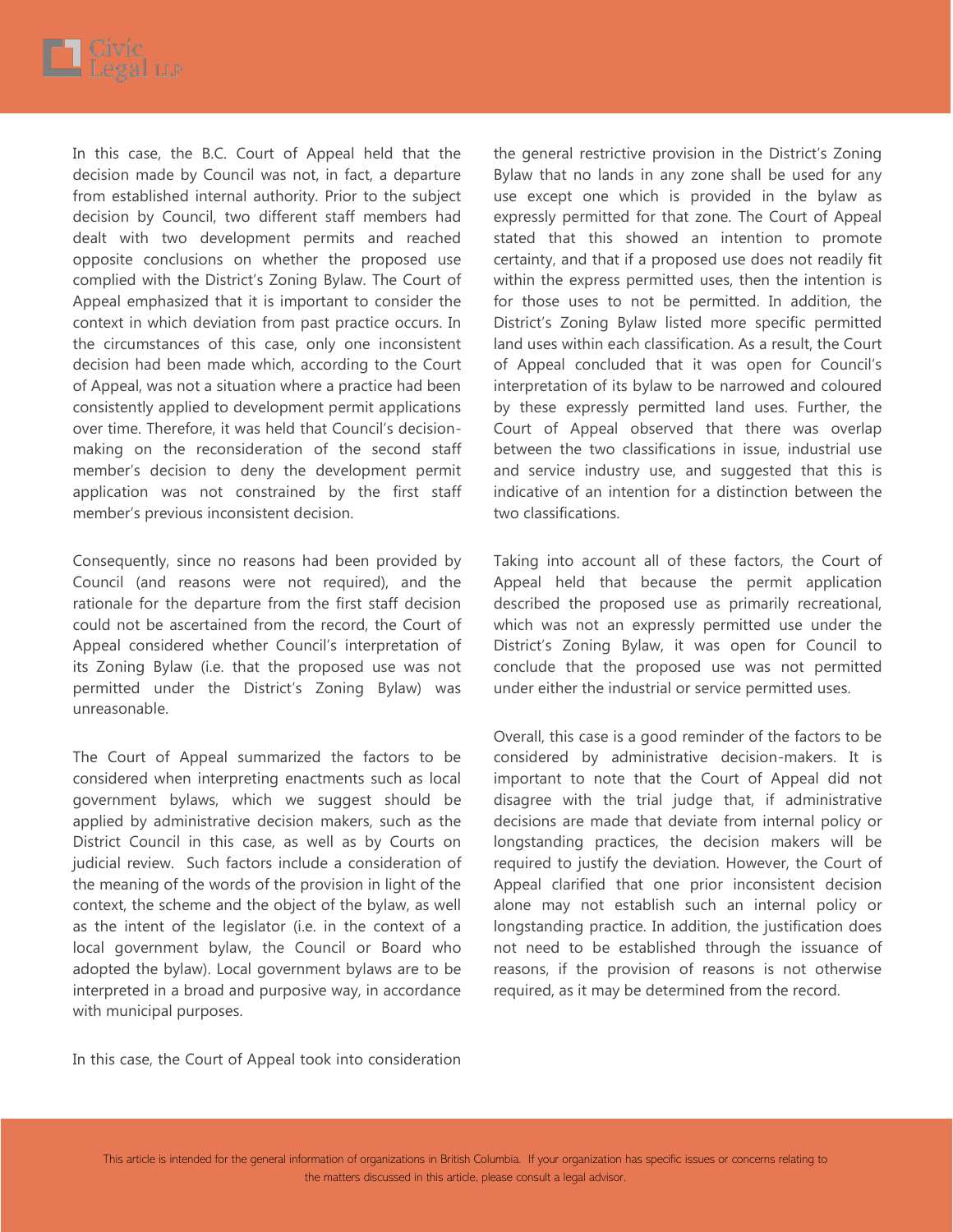In this case, the B.C. Court of Appeal held that the decision made by Council was not, in fact, a departure from established internal authority. Prior to the subject decision by Council, two different staff members had dealt with two development permits and reached opposite conclusions on whether the proposed use complied with the District's Zoning Bylaw. The Court of Appeal emphasized that it is important to consider the context in which deviation from past practice occurs. In the circumstances of this case, only one inconsistent decision had been made which, according to the Court of Appeal, was not a situation where a practice had been consistently applied to development permit applications over time. Therefore, it was held that Council's decision-making on the reconsideration of the second staff member's decision to deny the development permit application was not constrained by the first staff member's previous inconsistent decision.

Consequently, since no reasons had been provided by Council (and reasons were not required), and the rationale for the departure from the first staff decision could not be ascertained from the record, the Court of Appeal considered whether Council's interpretation of its Zoning Bylaw (i.e. that the proposed use was not permitted under the District's Zoning Bylaw) was unreasonable.

The Court of Appeal summarized the factors to be considered when interpreting enactments such as local government bylaws, which we suggest should be applied by administrative decision makers, such as the District Council in this case, as well as by Courts on judicial review. Such factors include a consideration of the meaning of the words of the provision in light of the context, the scheme and the object of the bylaw, as well as the intent of the legislator (i.e. in the context of a local government bylaw, the Council or Board who adopted the bylaw). Local government bylaws are to be interpreted in a broad and purposive way, in accordance with municipal purposes.

In this case, the Court of Appeal took into consideration the general restrictive provision in the District's Zoning Bylaw that no lands in any zone shall be used for any use except one which is provided in the bylaw as expressly permitted for that zone. The Court of Appeal stated that this showed an intention to promote certainty, and that if a proposed use does not readily fit within the express permitted uses, then the intention is for those uses to not be permitted. In addition, the District's Zoning Bylaw listed more specific permitted land uses within each classification. As a result, the Court of Appeal concluded that it was open for Council's interpretation of its bylaw to be narrowed and coloured by these expressly permitted land uses. Further, the Court of Appeal observed that there was overlap between the two classifications in issue, industrial use and service industry use, and suggested that this is indicative of an intention for a distinction between the two classifications.

Taking into account all of these factors, the Court of Appeal held that because the permit application described the proposed use as primarily recreational, which was not an expressly permitted use under the District's Zoning Bylaw, it was open for Council to conclude that the proposed use was not permitted under either the industrial or service permitted uses.

Overall, this case is a good reminder of the factors to be considered by administrative decision-makers. It is important to note that the Court of Appeal did not disagree with the trial judge that, if administrative decisions are made that deviate from internal policy or longstanding practices, the decision makers will be required to justify the deviation. However, the Court of Appeal clarified that one prior inconsistent decision alone may not establish such an internal policy or longstanding practice. In addition, the justification does not need to be established through the issuance of reasons, if the provision of reasons is not otherwise required, as it may be determined from the record.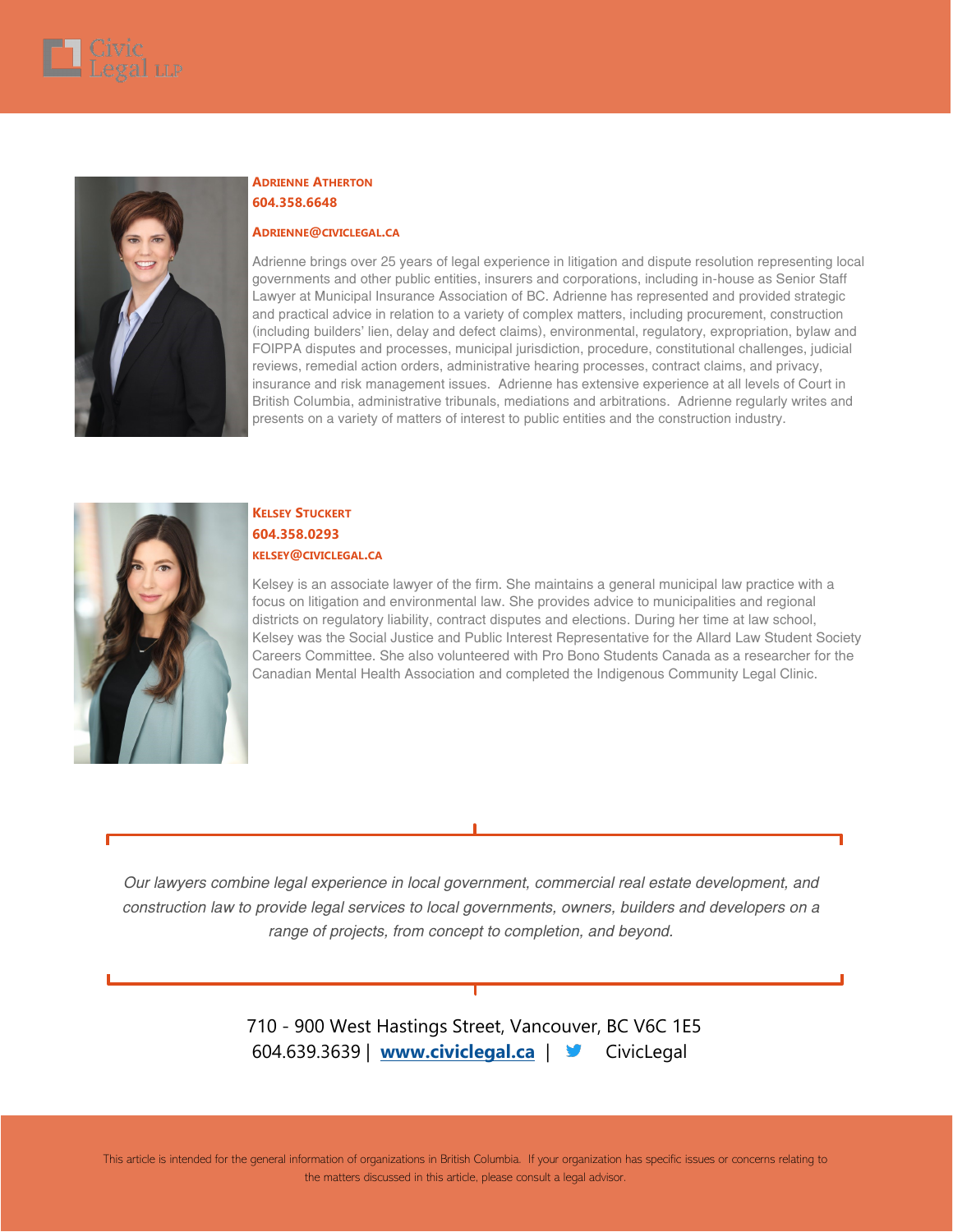**ADRIENNE ATHERTON**
**604.358.6648**

**ADRIENNE@CIVICLEGAL.CA**

Adrienne brings over 25 years of legal experience in litigation and dispute resolution representing local governments and other public entities, insurers and corporations, including in-house as Senior Staff Lawyer at Municipal Insurance Association of BC. Adrienne has represented and provided strategic and practical advice in relation to a variety of complex matters, including procurement, construction (including builders' lien, delay and defect claims), environmental, regulatory, expropriation, bylaw and FOIPPA disputes and processes, municipal jurisdiction, procedure, constitutional challenges, judicial reviews, remedial action orders, administrative hearing processes, contract claims, and privacy, insurance and risk management issues. Adrienne has extensive experience at all levels of Court in British Columbia, administrative tribunals, mediations and arbitrations. Adrienne regularly writes and presents on a variety of matters of interest to public entities and the construction industry.

**KELSEY STUCKERT**
**604.358.0293**
**KELSEY@CIVICLEGAL.CA**

Kelsey is an associate lawyer of the firm. She maintains a general municipal law practice with a focus on litigation and environmental law. She provides advice to municipalities and regional districts on regulatory liability, contract disputes and elections. During her time at law school, Kelsey was the Social Justice and Public Interest Representative for the Allard Law Student Society Careers Committee. She also volunteered with Pro Bono Students Canada as a researcher for the Canadian Mental Health Association and completed the Indigenous Community Legal Clinic.

*Our lawyers combine legal experience in local government, commercial real estate development, and construction law to provide legal services to local governments, owners, builders and developers on a range of projects, from concept to completion, and beyond.*

710 - 900 West Hastings Street, Vancouver, BC V6C 1E5
604.639.3639 | **www.civiclegal.ca** | CivicLegal

This article is intended for the general information of organizations in British Columbia. If your organization has specific issues or concerns relating to the matters discussed in this article, please consult a legal advisor.